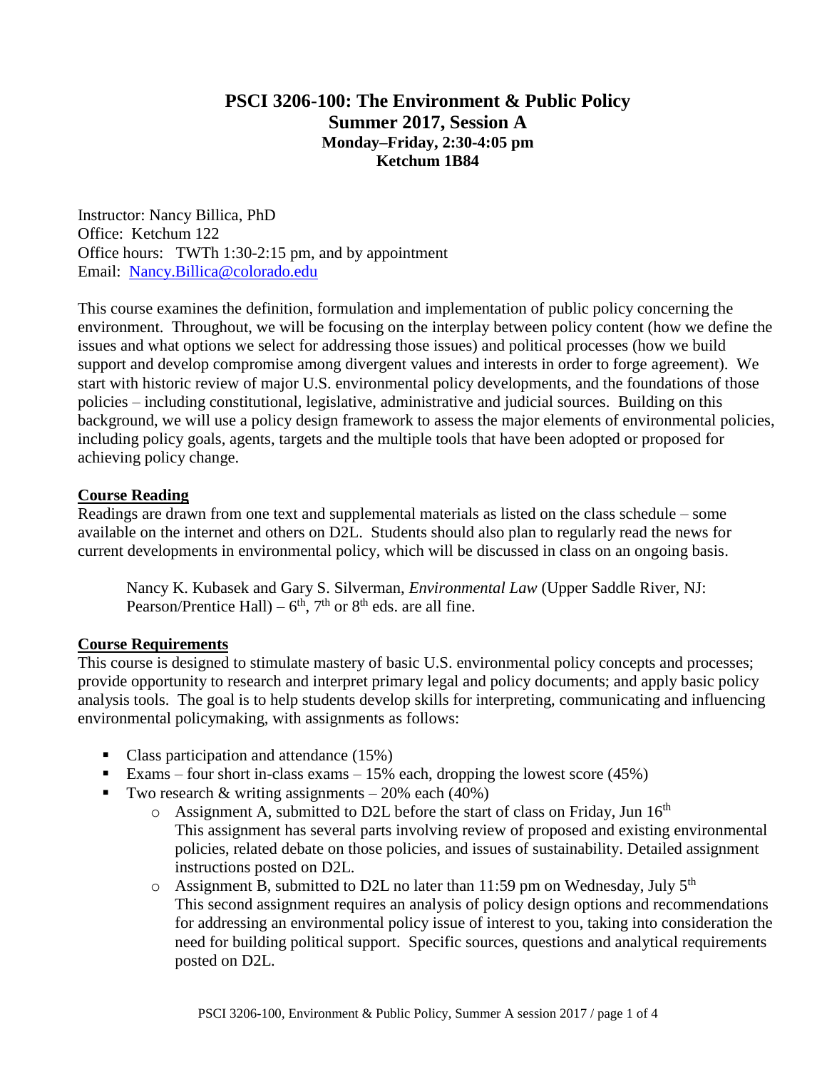# PSCI 3206-100: The Environment & Public Policy
## Summer 2017, Session A
**Monday–Friday, 2:30-4:05 pm**
**Ketchum 1B84**

Instructor: Nancy Billica, PhD
Office: Ketchum 122
Office hours: TWTh 1:30-2:15 pm, and by appointment
Email: Nancy.Billica@colorado.edu

This course examines the definition, formulation and implementation of public policy concerning the environment. Throughout, we will be focusing on the interplay between policy content (how we define the issues and what options we select for addressing those issues) and political processes (how we build support and develop compromise among divergent values and interests in order to forge agreement). We start with historic review of major U.S. environmental policy developments, and the foundations of those policies – including constitutional, legislative, administrative and judicial sources. Building on this background, we will use a policy design framework to assess the major elements of environmental policies, including policy goals, agents, targets and the multiple tools that have been adopted or proposed for achieving policy change.

## Course Reading

Readings are drawn from one text and supplemental materials as listed on the class schedule – some available on the internet and others on D2L. Students should also plan to regularly read the news for current developments in environmental policy, which will be discussed in class on an ongoing basis.

> Nancy K. Kubasek and Gary S. Silverman, *Environmental Law* (Upper Saddle River, NJ: Pearson/Prentice Hall) – 6th, 7th or 8th eds. are all fine.

## Course Requirements

This course is designed to stimulate mastery of basic U.S. environmental policy concepts and processes; provide opportunity to research and interpret primary legal and policy documents; and apply basic policy analysis tools. The goal is to help students develop skills for interpreting, communicating and influencing environmental policymaking, with assignments as follows:

- Class participation and attendance (15%)
- Exams – four short in-class exams – 15% each, dropping the lowest score (45%)
- Two research & writing assignments – 20% each (40%)
  - Assignment A, submitted to D2L before the start of class on Friday, Jun 16th
    This assignment has several parts involving review of proposed and existing environmental policies, related debate on those policies, and issues of sustainability. Detailed assignment instructions posted on D2L.
  - Assignment B, submitted to D2L no later than 11:59 pm on Wednesday, July 5th
    This second assignment requires an analysis of policy design options and recommendations for addressing an environmental policy issue of interest to you, taking into consideration the need for building political support. Specific sources, questions and analytical requirements posted on D2L.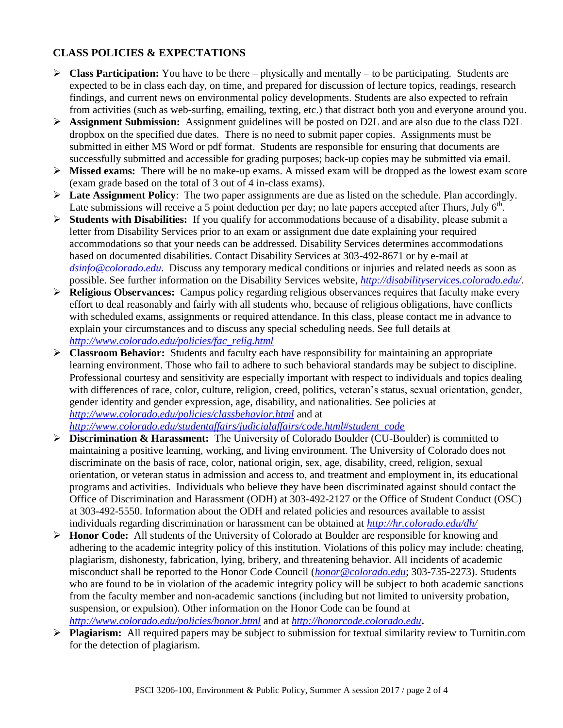## CLASS POLICIES & EXPECTATIONS

- **Class Participation:** You have to be there – physically and mentally – to be participating. Students are expected to be in class each day, on time, and prepared for discussion of lecture topics, readings, research findings, and current news on environmental policy developments. Students are also expected to refrain from activities (such as web-surfing, emailing, texting, etc.) that distract both you and everyone around you.
- **Assignment Submission:** Assignment guidelines will be posted on D2L and are also due to the class D2L dropbox on the specified due dates. There is no need to submit paper copies. Assignments must be submitted in either MS Word or pdf format. Students are responsible for ensuring that documents are successfully submitted and accessible for grading purposes; back-up copies may be submitted via email.
- **Missed exams:** There will be no make-up exams. A missed exam will be dropped as the lowest exam score (exam grade based on the total of 3 out of 4 in-class exams).
- **Late Assignment Policy**: The two paper assignments are due as listed on the schedule. Plan accordingly. Late submissions will receive a 5 point deduction per day; no late papers accepted after Thurs, July 6th.
- **Students with Disabilities:** If you qualify for accommodations because of a disability, please submit a letter from Disability Services prior to an exam or assignment due date explaining your required accommodations so that your needs can be addressed. Disability Services determines accommodations based on documented disabilities. Contact Disability Services at 303-492-8671 or by e-mail at *dsinfo@colorado.edu*. Discuss any temporary medical conditions or injuries and related needs as soon as possible. See further information on the Disability Services website, *http://disabilityservices.colorado.edu/*.
- **Religious Observances:** Campus policy regarding religious observances requires that faculty make every effort to deal reasonably and fairly with all students who, because of religious obligations, have conflicts with scheduled exams, assignments or required attendance. In this class, please contact me in advance to explain your circumstances and to discuss any special scheduling needs. See full details at *http://www.colorado.edu/policies/fac_relig.html*
- **Classroom Behavior:** Students and faculty each have responsibility for maintaining an appropriate learning environment. Those who fail to adhere to such behavioral standards may be subject to discipline. Professional courtesy and sensitivity are especially important with respect to individuals and topics dealing with differences of race, color, culture, religion, creed, politics, veteran's status, sexual orientation, gender, gender identity and gender expression, age, disability, and nationalities. See policies at *http://www.colorado.edu/policies/classbehavior.html* and at *http://www.colorado.edu/studentaffairs/judicialaffairs/code.html#student_code*
- **Discrimination & Harassment:** The University of Colorado Boulder (CU-Boulder) is committed to maintaining a positive learning, working, and living environment. The University of Colorado does not discriminate on the basis of race, color, national origin, sex, age, disability, creed, religion, sexual orientation, or veteran status in admission and access to, and treatment and employment in, its educational programs and activities. Individuals who believe they have been discriminated against should contact the Office of Discrimination and Harassment (ODH) at 303-492-2127 or the Office of Student Conduct (OSC) at 303-492-5550. Information about the ODH and related policies and resources available to assist individuals regarding discrimination or harassment can be obtained at *http://hr.colorado.edu/dh/*
- **Honor Code:** All students of the University of Colorado at Boulder are responsible for knowing and adhering to the academic integrity policy of this institution. Violations of this policy may include: cheating, plagiarism, dishonesty, fabrication, lying, bribery, and threatening behavior. All incidents of academic misconduct shall be reported to the Honor Code Council (*honor@colorado.edu*; 303-735-2273). Students who are found to be in violation of the academic integrity policy will be subject to both academic sanctions from the faculty member and non-academic sanctions (including but not limited to university probation, suspension, or expulsion). Other information on the Honor Code can be found at *http://www.colorado.edu/policies/honor.html* and at *http://honorcode.colorado.edu*.
- **Plagiarism:** All required papers may be subject to submission for textual similarity review to Turnitin.com for the detection of plagiarism.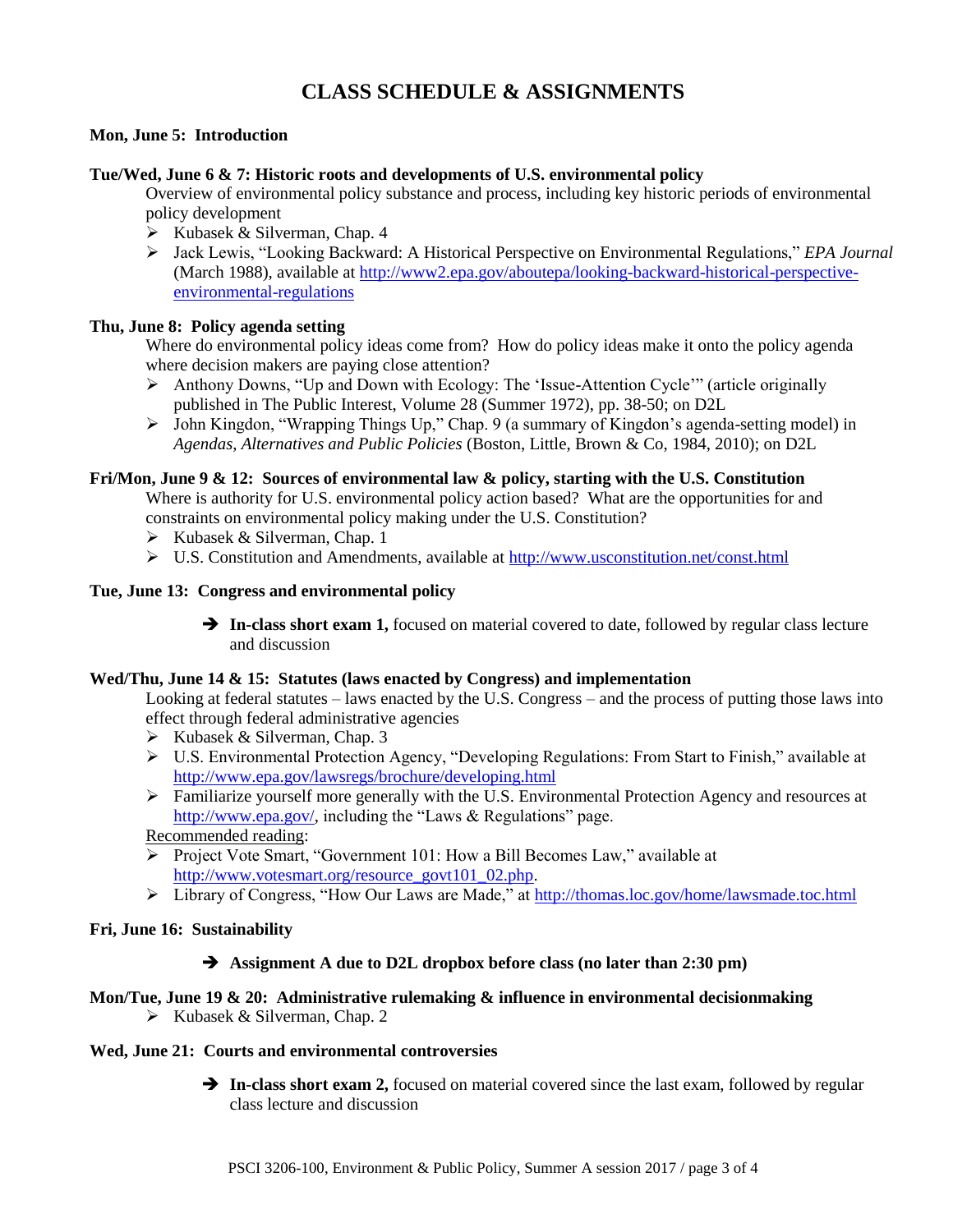# CLASS SCHEDULE & ASSIGNMENTS

**Mon, June 5: Introduction**

**Tue/Wed, June 6 & 7: Historic roots and developments of U.S. environmental policy**

Overview of environmental policy substance and process, including key historic periods of environmental policy development

- Kubasek & Silverman, Chap. 4
- Jack Lewis, "Looking Backward: A Historical Perspective on Environmental Regulations," *EPA Journal* (March 1988), available at http://www2.epa.gov/aboutepa/looking-backward-historical-perspective-environmental-regulations

**Thu, June 8: Policy agenda setting**

Where do environmental policy ideas come from? How do policy ideas make it onto the policy agenda where decision makers are paying close attention?

- Anthony Downs, "Up and Down with Ecology: The 'Issue-Attention Cycle'" (article originally published in The Public Interest, Volume 28 (Summer 1972), pp. 38-50; on D2L
- John Kingdon, "Wrapping Things Up," Chap. 9 (a summary of Kingdon's agenda-setting model) in *Agendas, Alternatives and Public Policies* (Boston, Little, Brown & Co, 1984, 2010); on D2L

**Fri/Mon, June 9 & 12: Sources of environmental law & policy, starting with the U.S. Constitution**

Where is authority for U.S. environmental policy action based? What are the opportunities for and constraints on environmental policy making under the U.S. Constitution?

- Kubasek & Silverman, Chap. 1
- U.S. Constitution and Amendments, available at http://www.usconstitution.net/const.html

**Tue, June 13: Congress and environmental policy**

→ **In-class short exam 1,** focused on material covered to date, followed by regular class lecture and discussion

**Wed/Thu, June 14 & 15: Statutes (laws enacted by Congress) and implementation**

Looking at federal statutes – laws enacted by the U.S. Congress – and the process of putting those laws into effect through federal administrative agencies

- Kubasek & Silverman, Chap. 3
- U.S. Environmental Protection Agency, "Developing Regulations: From Start to Finish," available at http://www.epa.gov/lawsregs/brochure/developing.html
- Familiarize yourself more generally with the U.S. Environmental Protection Agency and resources at http://www.epa.gov/, including the "Laws & Regulations" page.

Recommended reading:

- Project Vote Smart, "Government 101: How a Bill Becomes Law," available at http://www.votesmart.org/resource_govt101_02.php.
- Library of Congress, "How Our Laws are Made," at http://thomas.loc.gov/home/lawsmade.toc.html

**Fri, June 16: Sustainability**

→ **Assignment A due to D2L dropbox before class (no later than 2:30 pm)**

**Mon/Tue, June 19 & 20: Administrative rulemaking & influence in environmental decisionmaking**

- Kubasek & Silverman, Chap. 2

**Wed, June 21: Courts and environmental controversies**

→ **In-class short exam 2,** focused on material covered since the last exam, followed by regular class lecture and discussion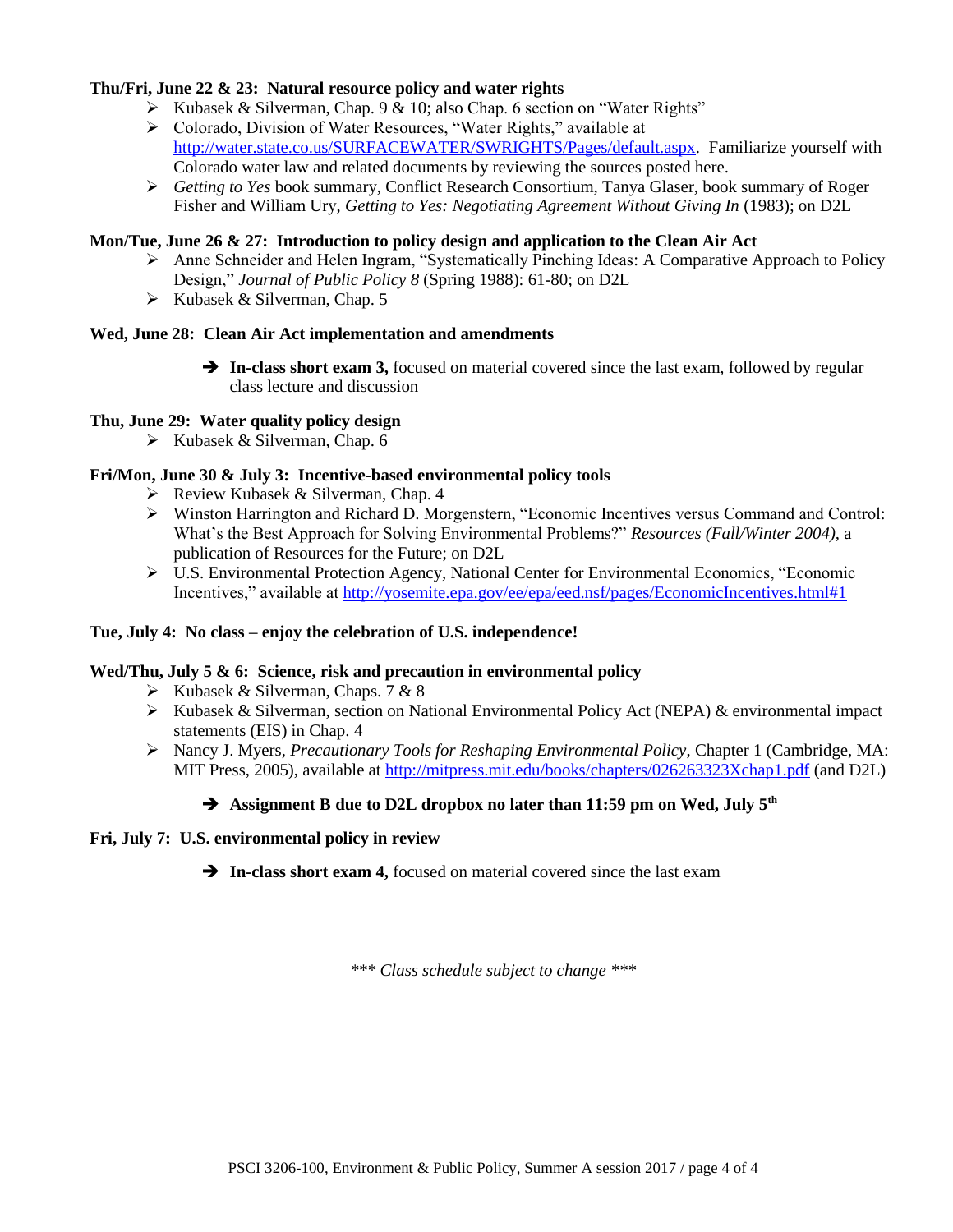**Thu/Fri, June 22 & 23: Natural resource policy and water rights**

- Kubasek & Silverman, Chap. 9 & 10; also Chap. 6 section on "Water Rights"
- Colorado, Division of Water Resources, "Water Rights," available at http://water.state.co.us/SURFACEWATER/SWRIGHTS/Pages/default.aspx. Familiarize yourself with Colorado water law and related documents by reviewing the sources posted here.
- *Getting to Yes* book summary, Conflict Research Consortium, Tanya Glaser, book summary of Roger Fisher and William Ury, *Getting to Yes: Negotiating Agreement Without Giving In* (1983); on D2L

**Mon/Tue, June 26 & 27: Introduction to policy design and application to the Clean Air Act**

- Anne Schneider and Helen Ingram, "Systematically Pinching Ideas: A Comparative Approach to Policy Design," *Journal of Public Policy 8* (Spring 1988): 61-80; on D2L
- Kubasek & Silverman, Chap. 5

**Wed, June 28: Clean Air Act implementation and amendments**

➔ **In-class short exam 3,** focused on material covered since the last exam, followed by regular class lecture and discussion

**Thu, June 29: Water quality policy design**

- Kubasek & Silverman, Chap. 6

**Fri/Mon, June 30 & July 3: Incentive-based environmental policy tools**

- Review Kubasek & Silverman, Chap. 4
- Winston Harrington and Richard D. Morgenstern, "Economic Incentives versus Command and Control: What's the Best Approach for Solving Environmental Problems?" *Resources (Fall/Winter 2004)*, a publication of Resources for the Future; on D2L
- U.S. Environmental Protection Agency, National Center for Environmental Economics, "Economic Incentives," available at http://yosemite.epa.gov/ee/epa/eed.nsf/pages/EconomicIncentives.html#1

**Tue, July 4: No class – enjoy the celebration of U.S. independence!**

**Wed/Thu, July 5 & 6: Science, risk and precaution in environmental policy**

- Kubasek & Silverman, Chaps. 7 & 8
- Kubasek & Silverman, section on National Environmental Policy Act (NEPA) & environmental impact statements (EIS) in Chap. 4
- Nancy J. Myers, *Precautionary Tools for Reshaping Environmental Policy*, Chapter 1 (Cambridge, MA: MIT Press, 2005), available at http://mitpress.mit.edu/books/chapters/026263323Xchap1.pdf (and D2L)

➔ **Assignment B due to D2L dropbox no later than 11:59 pm on Wed, July 5th**

**Fri, July 7: U.S. environmental policy in review**

➔ **In-class short exam 4,** focused on material covered since the last exam

*\*\*\* Class schedule subject to change \*\*\**